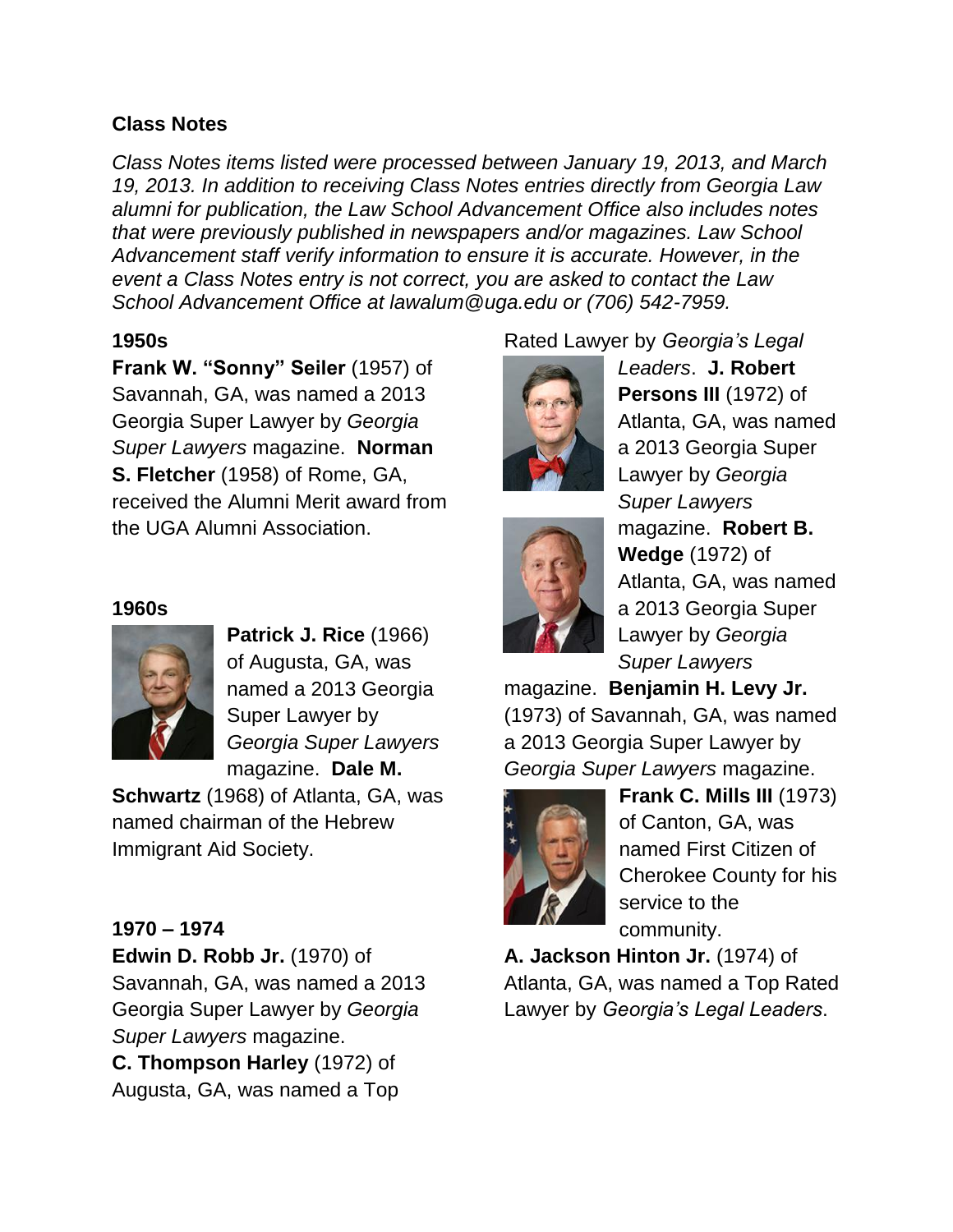## Class Notes

*Class Notes items listed were processed between January 19, 2013, and March 19, 2013. In addition to receiving Class Notes entries directly from Georgia Law alumni for publication, the Law School Advancement Office also includes notes that were previously published in newspapers and/or magazines. Law School Advancement staff verify information to ensure it is accurate. However, in the event a Class Notes entry is not correct, you are asked to contact the Law School Advancement Office at lawalum@uga.edu or (706) 542-7959.*

### 1950s

**Frank W. "Sonny" Seiler** (1957) of Savannah, GA, was named a 2013 Georgia Super Lawyer by *Georgia Super Lawyers* magazine. **Norman S. Fletcher** (1958) of Rome, GA, received the Alumni Merit award from the UGA Alumni Association.

### 1960s

**Patrick J. Rice** (1966) of Augusta, GA, was named a 2013 Georgia Super Lawyer by *Georgia Super Lawyers* magazine. **Dale M. Schwartz** (1968) of Atlanta, GA, was named chairman of the Hebrew Immigrant Aid Society.

### 1970 – 1974

**Edwin D. Robb Jr.** (1970) of Savannah, GA, was named a 2013 Georgia Super Lawyer by *Georgia Super Lawyers* magazine. **C. Thompson Harley** (1972) of Augusta, GA, was named a Top Rated Lawyer by *Georgia's Legal Leaders*. **J. Robert Persons III** (1972) of Atlanta, GA, was named a 2013 Georgia Super Lawyer by *Georgia Super Lawyers* magazine. **Robert B. Wedge** (1972) of Atlanta, GA, was named a 2013 Georgia Super Lawyer by *Georgia Super Lawyers* magazine. **Benjamin H. Levy Jr.** (1973) of Savannah, GA, was named a 2013 Georgia Super Lawyer by *Georgia Super Lawyers* magazine.

**Frank C. Mills III** (1973) of Canton, GA, was named First Citizen of Cherokee County for his service to the community.

**A. Jackson Hinton Jr.** (1974) of Atlanta, GA, was named a Top Rated Lawyer by *Georgia's Legal Leaders*.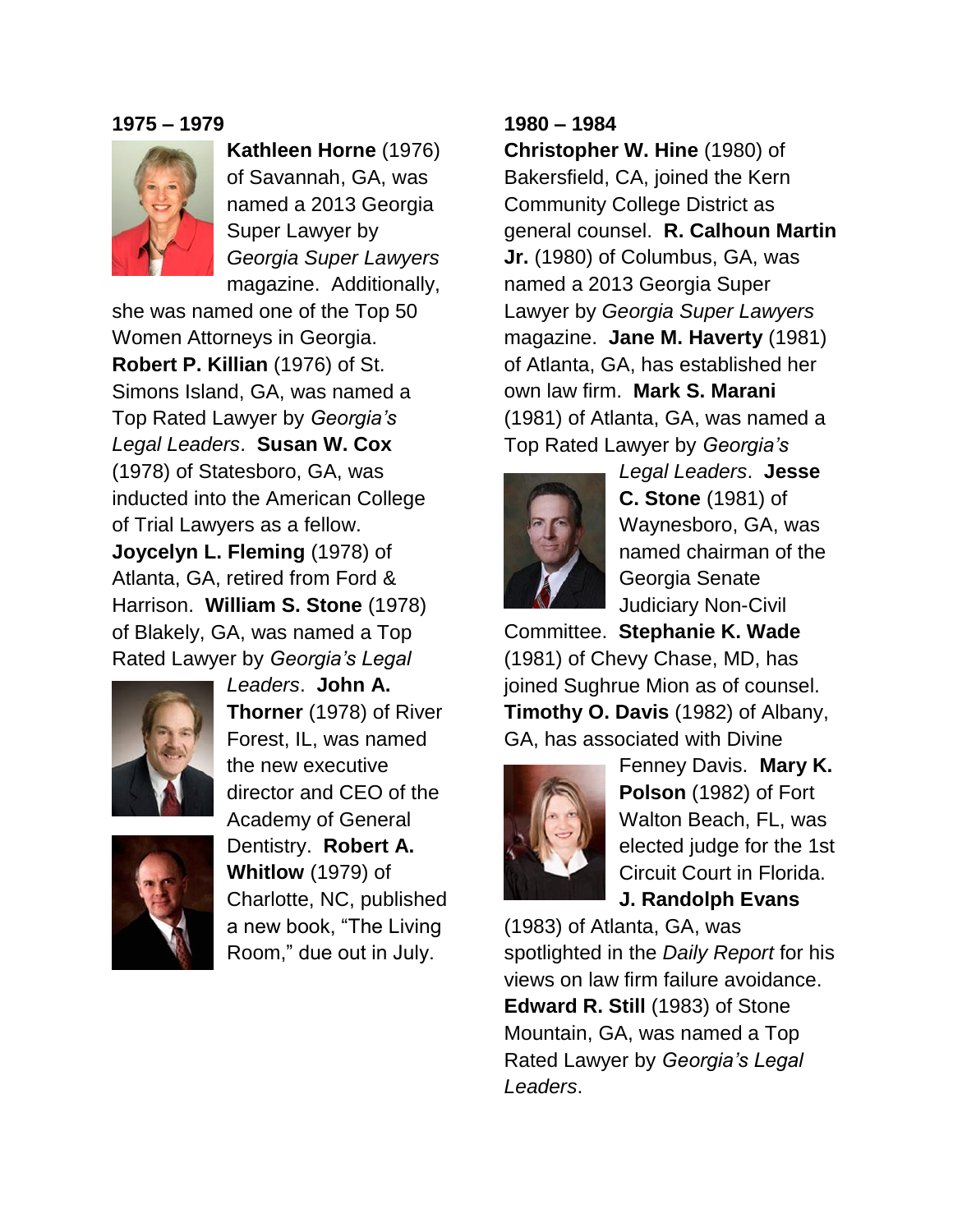## 1975 – 1979

**Kathleen Horne** (1976) of Savannah, GA, was named a 2013 Georgia Super Lawyer by *Georgia Super Lawyers* magazine. Additionally, she was named one of the Top 50 Women Attorneys in Georgia. **Robert P. Killian** (1976) of St. Simons Island, GA, was named a Top Rated Lawyer by *Georgia's Legal Leaders*. **Susan W. Cox** (1978) of Statesboro, GA, was inducted into the American College of Trial Lawyers as a fellow. **Joycelyn L. Fleming** (1978) of Atlanta, GA, retired from Ford & Harrison. **William S. Stone** (1978) of Blakely, GA, was named a Top Rated Lawyer by *Georgia's Legal Leaders*. **John A. Thorner** (1978) of River Forest, IL, was named the new executive director and CEO of the Academy of General Dentistry. **Robert A. Whitlow** (1979) of Charlotte, NC, published a new book, "The Living Room," due out in July.

## 1980 – 1984

**Christopher W. Hine** (1980) of Bakersfield, CA, joined the Kern Community College District as general counsel. **R. Calhoun Martin Jr.** (1980) of Columbus, GA, was named a 2013 Georgia Super Lawyer by *Georgia Super Lawyers* magazine. **Jane M. Haverty** (1981) of Atlanta, GA, has established her own law firm. **Mark S. Marani** (1981) of Atlanta, GA, was named a Top Rated Lawyer by *Georgia's Legal Leaders*. **Jesse C. Stone** (1981) of Waynesboro, GA, was named chairman of the Georgia Senate Judiciary Non-Civil Committee. **Stephanie K. Wade** (1981) of Chevy Chase, MD, has joined Sughrue Mion as of counsel. **Timothy O. Davis** (1982) of Albany, GA, has associated with Divine Fenney Davis. **Mary K. Polson** (1982) of Fort Walton Beach, FL, was elected judge for the 1st Circuit Court in Florida. **J. Randolph Evans** (1983) of Atlanta, GA, was spotlighted in the *Daily Report* for his views on law firm failure avoidance. **Edward R. Still** (1983) of Stone Mountain, GA, was named a Top Rated Lawyer by *Georgia's Legal Leaders*.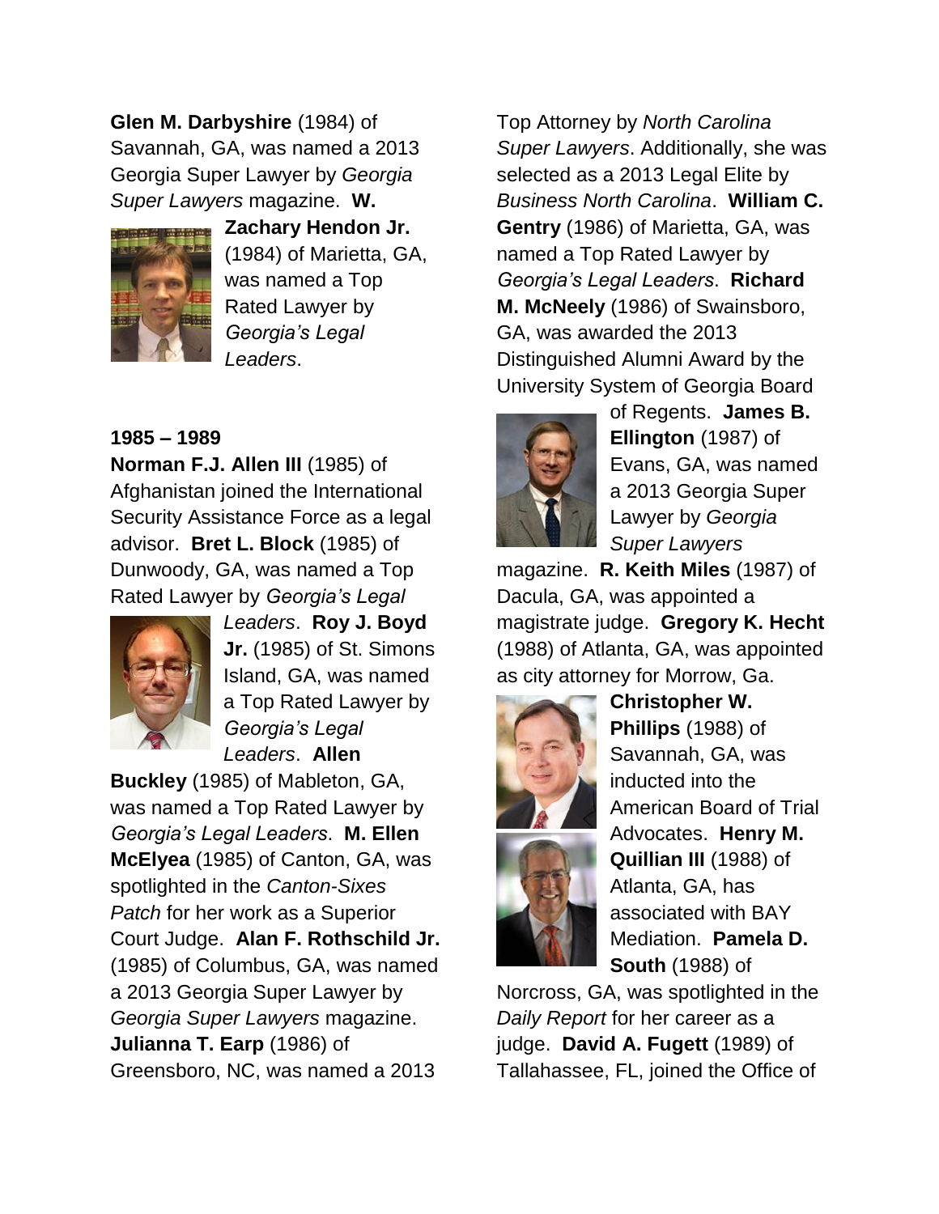**Glen M. Darbyshire** (1984) of Savannah, GA, was named a 2013 Georgia Super Lawyer by *Georgia Super Lawyers* magazine. **W. Zachary Hendon Jr.** (1984) of Marietta, GA, was named a Top Rated Lawyer by *Georgia's Legal Leaders*.

**1985 – 1989**

**Norman F.J. Allen III** (1985) of Afghanistan joined the International Security Assistance Force as a legal advisor. **Bret L. Block** (1985) of Dunwoody, GA, was named a Top Rated Lawyer by *Georgia's Legal Leaders*. **Roy J. Boyd Jr.** (1985) of St. Simons Island, GA, was named a Top Rated Lawyer by *Georgia's Legal Leaders*. **Allen Buckley** (1985) of Mableton, GA, was named a Top Rated Lawyer by *Georgia's Legal Leaders*. **M. Ellen McElyea** (1985) of Canton, GA, was spotlighted in the *Canton-Sixes Patch* for her work as a Superior Court Judge. **Alan F. Rothschild Jr.** (1985) of Columbus, GA, was named a 2013 Georgia Super Lawyer by *Georgia Super Lawyers* magazine. **Julianna T. Earp** (1986) of Greensboro, NC, was named a 2013 Top Attorney by *North Carolina Super Lawyers*. Additionally, she was selected as a 2013 Legal Elite by *Business North Carolina*. **William C. Gentry** (1986) of Marietta, GA, was named a Top Rated Lawyer by *Georgia's Legal Leaders*. **Richard M. McNeely** (1986) of Swainsboro, GA, was awarded the 2013 Distinguished Alumni Award by the University System of Georgia Board of Regents. **James B. Ellington** (1987) of Evans, GA, was named a 2013 Georgia Super Lawyer by *Georgia Super Lawyers* magazine. **R. Keith Miles** (1987) of Dacula, GA, was appointed a magistrate judge. **Gregory K. Hecht** (1988) of Atlanta, GA, was appointed as city attorney for Morrow, Ga. **Christopher W. Phillips** (1988) of Savannah, GA, was inducted into the American Board of Trial Advocates. **Henry M. Quillian III** (1988) of Atlanta, GA, has associated with BAY Mediation. **Pamela D. South** (1988) of Norcross, GA, was spotlighted in the *Daily Report* for her career as a judge. **David A. Fugett** (1989) of Tallahassee, FL, joined the Office of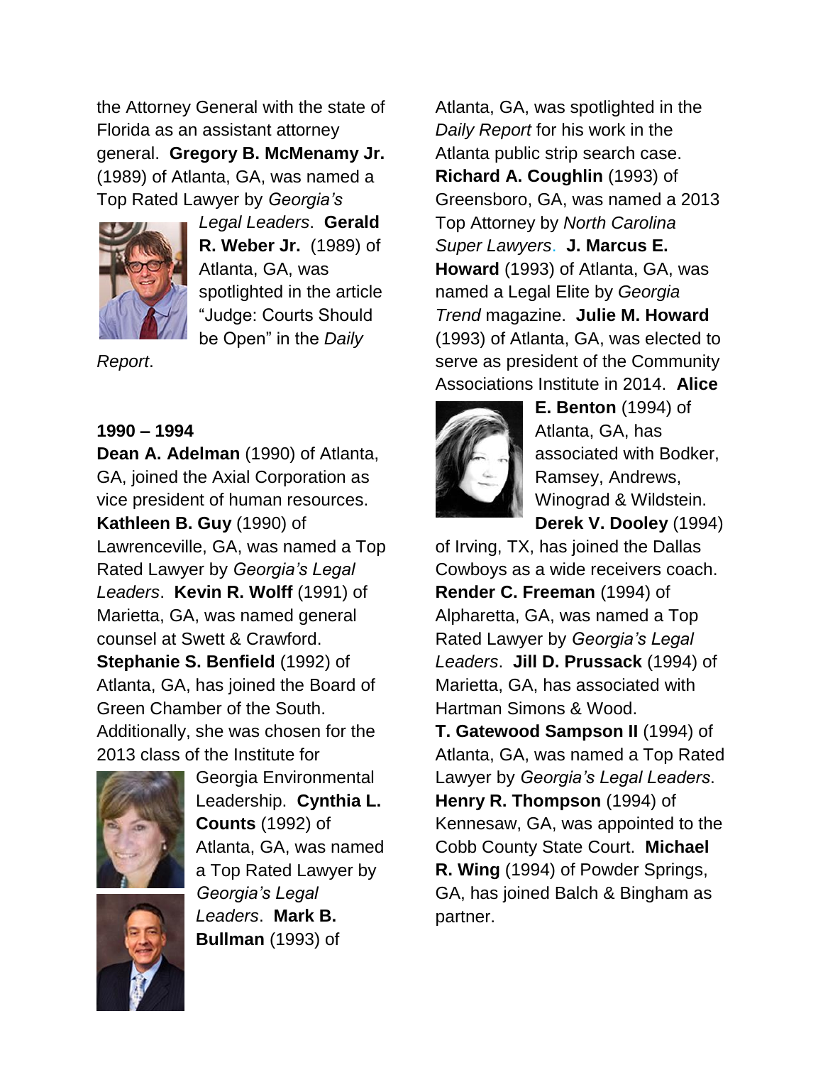the Attorney General with the state of Florida as an assistant attorney general. **Gregory B. McMenamy Jr.** (1989) of Atlanta, GA, was named a Top Rated Lawyer by *Georgia's Legal Leaders*. **Gerald R. Weber Jr.** (1989) of Atlanta, GA, was spotlighted in the article "Judge: Courts Should be Open" in the *Daily Report*.

**1990 – 1994**

**Dean A. Adelman** (1990) of Atlanta, GA, joined the Axial Corporation as vice president of human resources. **Kathleen B. Guy** (1990) of Lawrenceville, GA, was named a Top Rated Lawyer by *Georgia's Legal Leaders*. **Kevin R. Wolff** (1991) of Marietta, GA, was named general counsel at Swett & Crawford. **Stephanie S. Benfield** (1992) of Atlanta, GA, has joined the Board of Green Chamber of the South. Additionally, she was chosen for the 2013 class of the Institute for Georgia Environmental Leadership. **Cynthia L. Counts** (1992) of Atlanta, GA, was named a Top Rated Lawyer by *Georgia's Legal Leaders*. **Mark B. Bullman** (1993) of Atlanta, GA, was spotlighted in the *Daily Report* for his work in the Atlanta public strip search case. **Richard A. Coughlin** (1993) of Greensboro, GA, was named a 2013 Top Attorney by *North Carolina Super Lawyers*. **J. Marcus E. Howard** (1993) of Atlanta, GA, was named a Legal Elite by *Georgia Trend* magazine. **Julie M. Howard** (1993) of Atlanta, GA, was elected to serve as president of the Community Associations Institute in 2014. **Alice E. Benton** (1994) of Atlanta, GA, has associated with Bodker, Ramsey, Andrews, Winograd & Wildstein. **Derek V. Dooley** (1994) of Irving, TX, has joined the Dallas Cowboys as a wide receivers coach. **Render C. Freeman** (1994) of Alpharetta, GA, was named a Top Rated Lawyer by *Georgia's Legal Leaders*. **Jill D. Prussack** (1994) of Marietta, GA, has associated with Hartman Simons & Wood. **T. Gatewood Sampson II** (1994) of Atlanta, GA, was named a Top Rated Lawyer by *Georgia's Legal Leaders*. **Henry R. Thompson** (1994) of Kennesaw, GA, was appointed to the Cobb County State Court. **Michael R. Wing** (1994) of Powder Springs, GA, has joined Balch & Bingham as partner.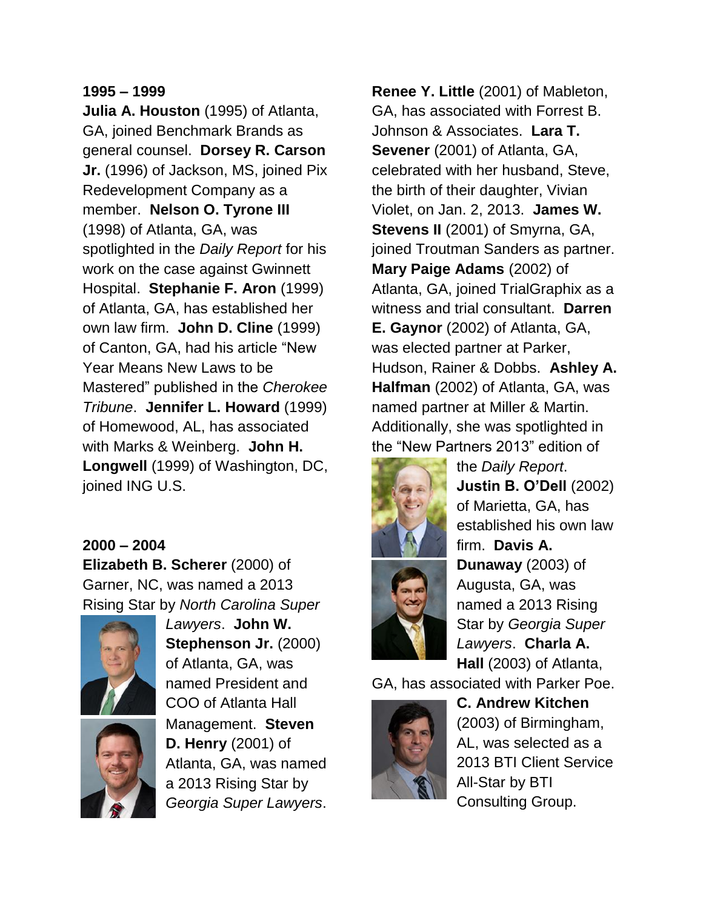**1995 – 1999**

**Julia A. Houston** (1995) of Atlanta, GA, joined Benchmark Brands as general counsel. **Dorsey R. Carson Jr.** (1996) of Jackson, MS, joined Pix Redevelopment Company as a member. **Nelson O. Tyrone III** (1998) of Atlanta, GA, was spotlighted in the *Daily Report* for his work on the case against Gwinnett Hospital. **Stephanie F. Aron** (1999) of Atlanta, GA, has established her own law firm. **John D. Cline** (1999) of Canton, GA, had his article "New Year Means New Laws to be Mastered" published in the *Cherokee Tribune*. **Jennifer L. Howard** (1999) of Homewood, AL, has associated with Marks & Weinberg. **John H. Longwell** (1999) of Washington, DC, joined ING U.S.

**2000 – 2004**

**Elizabeth B. Scherer** (2000) of Garner, NC, was named a 2013 Rising Star by *North Carolina Super Lawyers*. **John W. Stephenson Jr.** (2000) of Atlanta, GA, was named President and COO of Atlanta Hall Management. **Steven D. Henry** (2001) of Atlanta, GA, was named a 2013 Rising Star by *Georgia Super Lawyers*. **Renee Y. Little** (2001) of Mableton, GA, has associated with Forrest B. Johnson & Associates. **Lara T. Sevener** (2001) of Atlanta, GA, celebrated with her husband, Steve, the birth of their daughter, Vivian Violet, on Jan. 2, 2013. **James W. Stevens II** (2001) of Smyrna, GA, joined Troutman Sanders as partner. **Mary Paige Adams** (2002) of Atlanta, GA, joined TrialGraphix as a witness and trial consultant. **Darren E. Gaynor** (2002) of Atlanta, GA, was elected partner at Parker, Hudson, Rainer & Dobbs. **Ashley A. Halfman** (2002) of Atlanta, GA, was named partner at Miller & Martin. Additionally, she was spotlighted in the "New Partners 2013" edition of the *Daily Report*. **Justin B. O'Dell** (2002) of Marietta, GA, has established his own law firm. **Davis A. Dunaway** (2003) of Augusta, GA, was named a 2013 Rising Star by *Georgia Super Lawyers*. **Charla A. Hall** (2003) of Atlanta, GA, has associated with Parker Poe. **C. Andrew Kitchen** (2003) of Birmingham, AL, was selected as a 2013 BTI Client Service All-Star by BTI Consulting Group.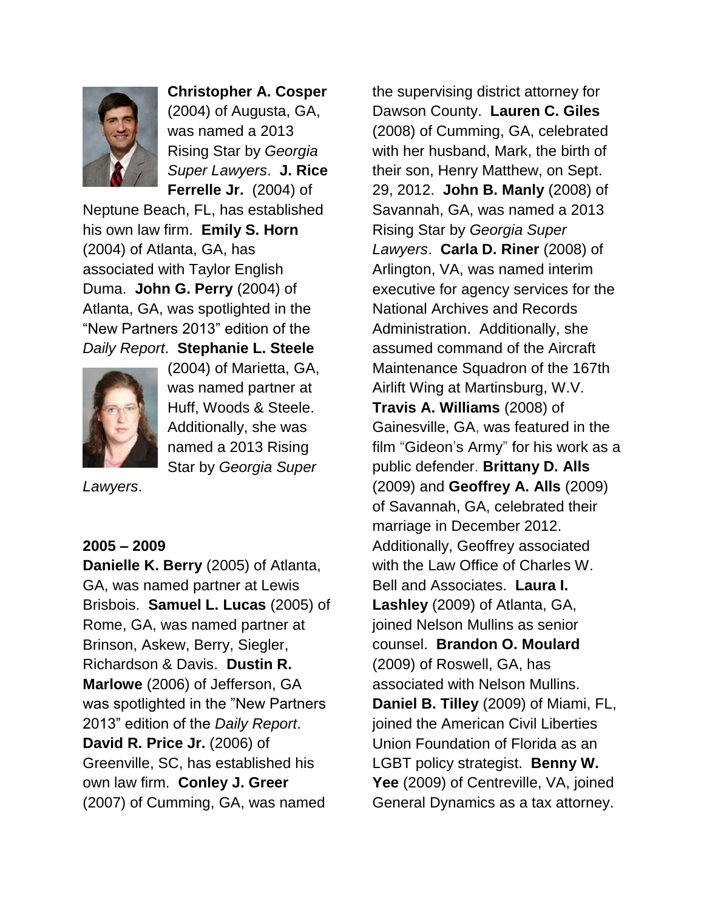**Christopher A. Cosper** (2004) of Augusta, GA, was named a 2013 Rising Star by *Georgia Super Lawyers*. **J. Rice Ferrelle Jr.** (2004) of Neptune Beach, FL, has established his own law firm. **Emily S. Horn** (2004) of Atlanta, GA, has associated with Taylor English Duma. **John G. Perry** (2004) of Atlanta, GA, was spotlighted in the "New Partners 2013" edition of the *Daily Report*. **Stephanie L. Steele** (2004) of Marietta, GA, was named partner at Huff, Woods & Steele. Additionally, she was named a 2013 Rising Star by *Georgia Super Lawyers*.

**2005 – 2009**

**Danielle K. Berry** (2005) of Atlanta, GA, was named partner at Lewis Brisbois. **Samuel L. Lucas** (2005) of Rome, GA, was named partner at Brinson, Askew, Berry, Siegler, Richardson & Davis. **Dustin R. Marlowe** (2006) of Jefferson, GA was spotlighted in the "New Partners 2013" edition of the *Daily Report*. **David R. Price Jr.** (2006) of Greenville, SC, has established his own law firm. **Conley J. Greer** (2007) of Cumming, GA, was named the supervising district attorney for Dawson County. **Lauren C. Giles** (2008) of Cumming, GA, celebrated with her husband, Mark, the birth of their son, Henry Matthew, on Sept. 29, 2012. **John B. Manly** (2008) of Savannah, GA, was named a 2013 Rising Star by *Georgia Super Lawyers*. **Carla D. Riner** (2008) of Arlington, VA, was named interim executive for agency services for the National Archives and Records Administration. Additionally, she assumed command of the Aircraft Maintenance Squadron of the 167th Airlift Wing at Martinsburg, W.V. **Travis A. Williams** (2008) of Gainesville, GA, was featured in the film "Gideon's Army" for his work as a public defender. **Brittany D. Alls** (2009) and **Geoffrey A. Alls** (2009) of Savannah, GA, celebrated their marriage in December 2012. Additionally, Geoffrey associated with the Law Office of Charles W. Bell and Associates. **Laura I. Lashley** (2009) of Atlanta, GA, joined Nelson Mullins as senior counsel. **Brandon O. Moulard** (2009) of Roswell, GA, has associated with Nelson Mullins. **Daniel B. Tilley** (2009) of Miami, FL, joined the American Civil Liberties Union Foundation of Florida as an LGBT policy strategist. **Benny W. Yee** (2009) of Centreville, VA, joined General Dynamics as a tax attorney.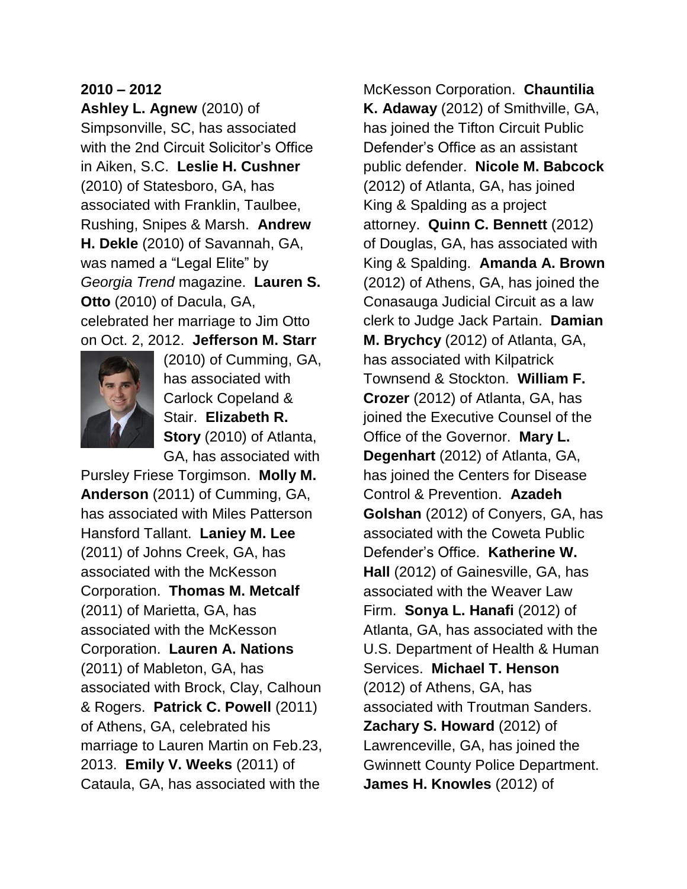**2010 – 2012**

**Ashley L. Agnew** (2010) of Simpsonville, SC, has associated with the 2nd Circuit Solicitor's Office in Aiken, S.C. **Leslie H. Cushner** (2010) of Statesboro, GA, has associated with Franklin, Taulbee, Rushing, Snipes & Marsh. **Andrew H. Dekle** (2010) of Savannah, GA, was named a "Legal Elite" by *Georgia Trend* magazine. **Lauren S. Otto** (2010) of Dacula, GA, celebrated her marriage to Jim Otto on Oct. 2, 2012. **Jefferson M. Starr** (2010) of Cumming, GA, has associated with Carlock Copeland & Stair. **Elizabeth R. Story** (2010) of Atlanta, GA, has associated with Pursley Friese Torgimson. **Molly M. Anderson** (2011) of Cumming, GA, has associated with Miles Patterson Hansford Tallant. **Laniey M. Lee** (2011) of Johns Creek, GA, has associated with the McKesson Corporation. **Thomas M. Metcalf** (2011) of Marietta, GA, has associated with the McKesson Corporation. **Lauren A. Nations** (2011) of Mableton, GA, has associated with Brock, Clay, Calhoun & Rogers. **Patrick C. Powell** (2011) of Athens, GA, celebrated his marriage to Lauren Martin on Feb.23, 2013. **Emily V. Weeks** (2011) of Cataula, GA, has associated with the McKesson Corporation. **Chauntilia K. Adaway** (2012) of Smithville, GA, has joined the Tifton Circuit Public Defender's Office as an assistant public defender. **Nicole M. Babcock** (2012) of Atlanta, GA, has joined King & Spalding as a project attorney. **Quinn C. Bennett** (2012) of Douglas, GA, has associated with King & Spalding. **Amanda A. Brown** (2012) of Athens, GA, has joined the Conasauga Judicial Circuit as a law clerk to Judge Jack Partain. **Damian M. Brychcy** (2012) of Atlanta, GA, has associated with Kilpatrick Townsend & Stockton. **William F. Crozer** (2012) of Atlanta, GA, has joined the Executive Counsel of the Office of the Governor. **Mary L. Degenhart** (2012) of Atlanta, GA, has joined the Centers for Disease Control & Prevention. **Azadeh Golshan** (2012) of Conyers, GA, has associated with the Coweta Public Defender's Office. **Katherine W. Hall** (2012) of Gainesville, GA, has associated with the Weaver Law Firm. **Sonya L. Hanafi** (2012) of Atlanta, GA, has associated with the U.S. Department of Health & Human Services. **Michael T. Henson** (2012) of Athens, GA, has associated with Troutman Sanders. **Zachary S. Howard** (2012) of Lawrenceville, GA, has joined the Gwinnett County Police Department. **James H. Knowles** (2012) of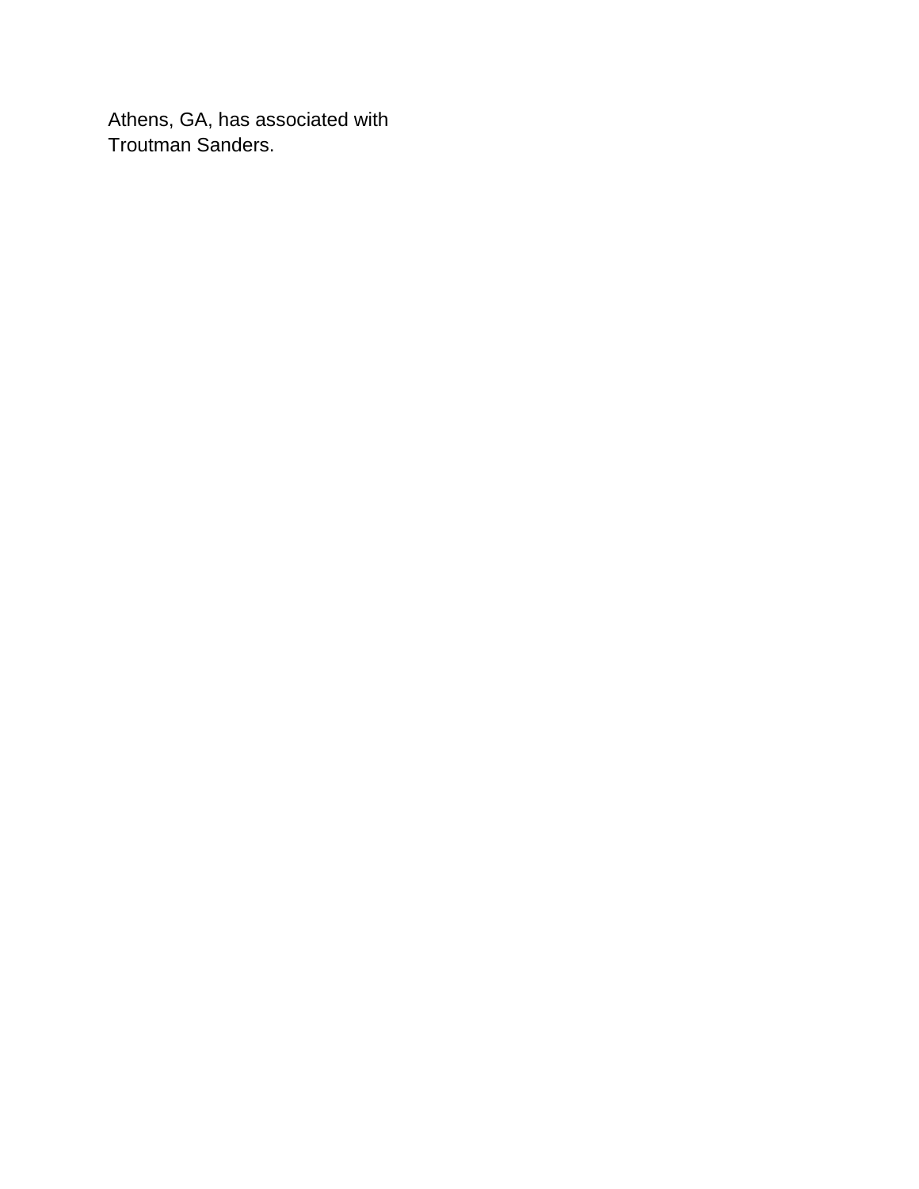Athens, GA, has associated with Troutman Sanders.